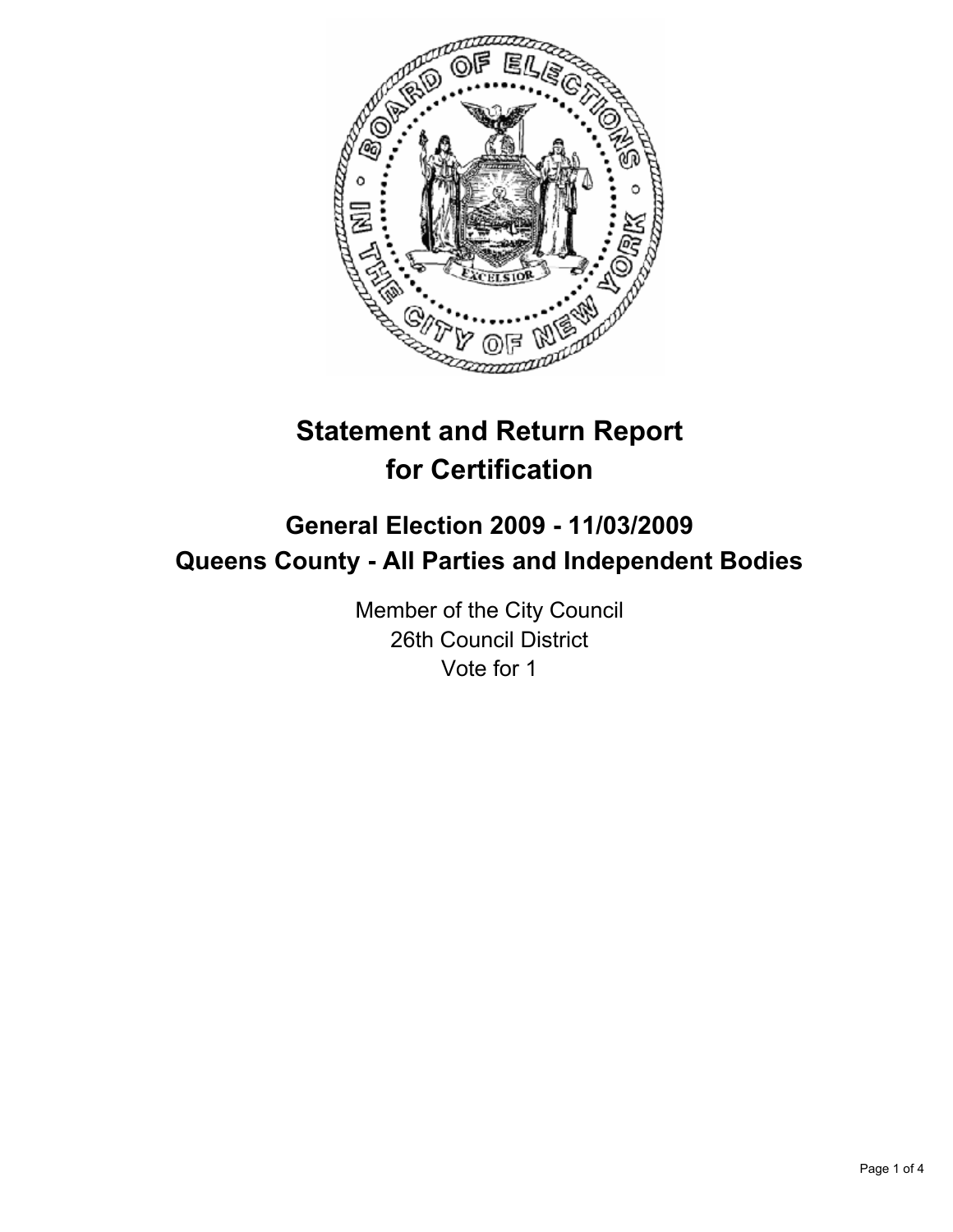# Statement and Return Report for Certification

## General Election 2009 - 11/03/2009
## Queens County - All Parties and Independent Bodies

Member of the City Council
26th Council District
Vote for 1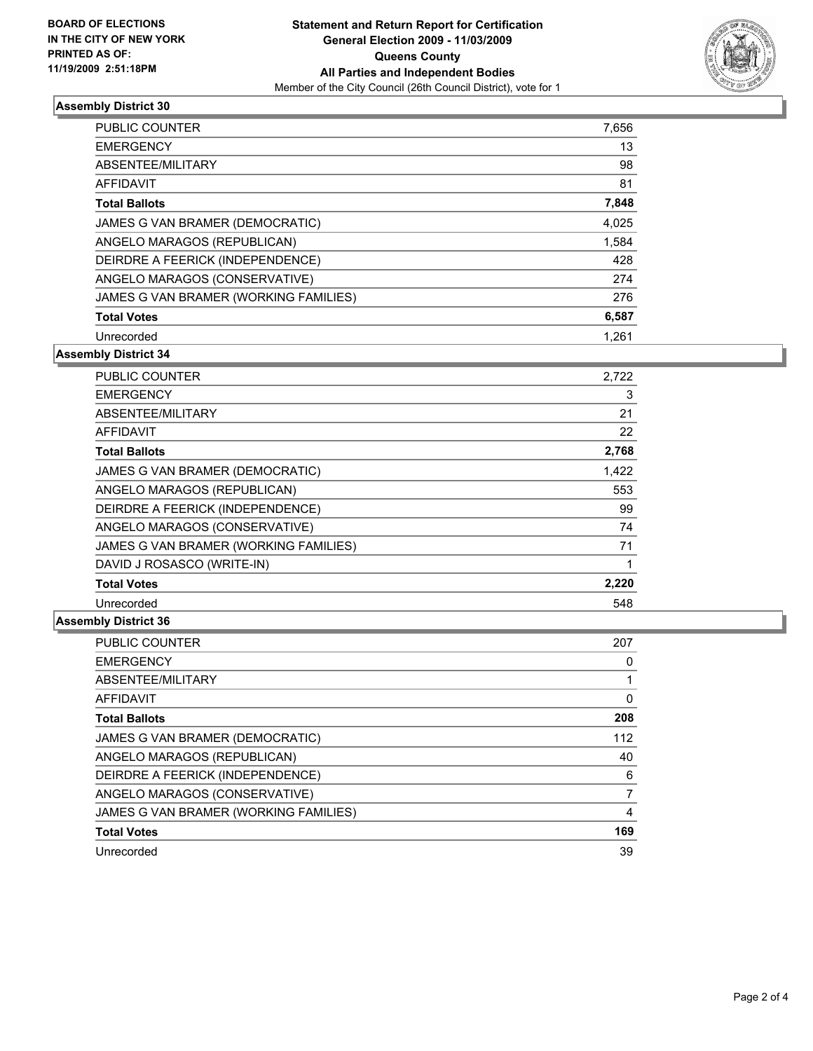**BOARD OF ELECTIONS IN THE CITY OF NEW YORK PRINTED AS OF: 11/19/2009 2:51:18PM**

**Statement and Return Report for Certification General Election 2009 - 11/03/2009 Queens County All Parties and Independent Bodies**

Member of the City Council (26th Council District), vote for 1

### Assembly District 30

| | |
|---|---|
| PUBLIC COUNTER | 7,656 |
| EMERGENCY | 13 |
| ABSENTEE/MILITARY | 98 |
| AFFIDAVIT | 81 |
| **Total Ballots** | **7,848** |
| JAMES G VAN BRAMER (DEMOCRATIC) | 4,025 |
| ANGELO MARAGOS (REPUBLICAN) | 1,584 |
| DEIRDRE A FEERICK (INDEPENDENCE) | 428 |
| ANGELO MARAGOS (CONSERVATIVE) | 274 |
| JAMES G VAN BRAMER (WORKING FAMILIES) | 276 |
| **Total Votes** | **6,587** |
| Unrecorded | 1,261 |

### Assembly District 34

| | |
|---|---|
| PUBLIC COUNTER | 2,722 |
| EMERGENCY | 3 |
| ABSENTEE/MILITARY | 21 |
| AFFIDAVIT | 22 |
| **Total Ballots** | **2,768** |
| JAMES G VAN BRAMER (DEMOCRATIC) | 1,422 |
| ANGELO MARAGOS (REPUBLICAN) | 553 |
| DEIRDRE A FEERICK (INDEPENDENCE) | 99 |
| ANGELO MARAGOS (CONSERVATIVE) | 74 |
| JAMES G VAN BRAMER (WORKING FAMILIES) | 71 |
| DAVID J ROSASCO (WRITE-IN) | 1 |
| **Total Votes** | **2,220** |
| Unrecorded | 548 |

### Assembly District 36

| | |
|---|---|
| PUBLIC COUNTER | 207 |
| EMERGENCY | 0 |
| ABSENTEE/MILITARY | 1 |
| AFFIDAVIT | 0 |
| **Total Ballots** | **208** |
| JAMES G VAN BRAMER (DEMOCRATIC) | 112 |
| ANGELO MARAGOS (REPUBLICAN) | 40 |
| DEIRDRE A FEERICK (INDEPENDENCE) | 6 |
| ANGELO MARAGOS (CONSERVATIVE) | 7 |
| JAMES G VAN BRAMER (WORKING FAMILIES) | 4 |
| **Total Votes** | **169** |
| Unrecorded | 39 |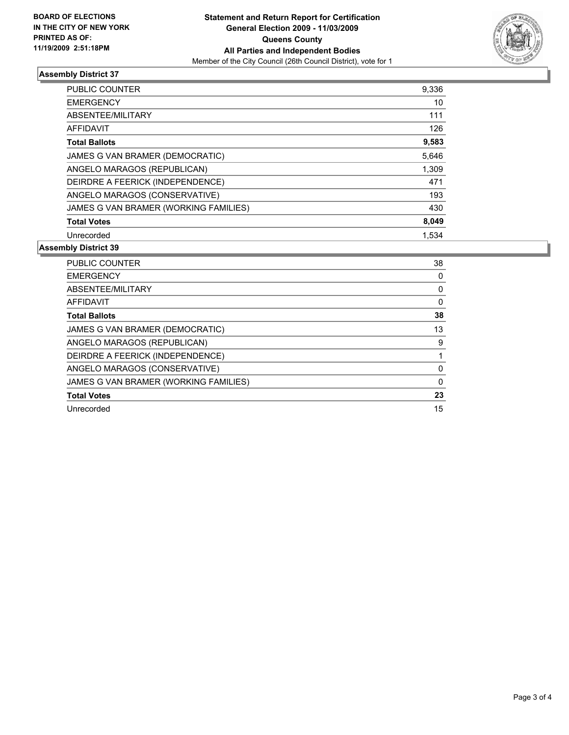**BOARD OF ELECTIONS IN THE CITY OF NEW YORK PRINTED AS OF: 11/19/2009 2:51:18PM**

**Statement and Return Report for Certification**
**General Election 2009 - 11/03/2009**
**Queens County**
**All Parties and Independent Bodies**
Member of the City Council (26th Council District), vote for 1

### Assembly District 37

| | |
|---|---|
| PUBLIC COUNTER | 9,336 |
| EMERGENCY | 10 |
| ABSENTEE/MILITARY | 111 |
| AFFIDAVIT | 126 |
| **Total Ballots** | **9,583** |
| JAMES G VAN BRAMER (DEMOCRATIC) | 5,646 |
| ANGELO MARAGOS (REPUBLICAN) | 1,309 |
| DEIRDRE A FEERICK (INDEPENDENCE) | 471 |
| ANGELO MARAGOS (CONSERVATIVE) | 193 |
| JAMES G VAN BRAMER (WORKING FAMILIES) | 430 |
| **Total Votes** | **8,049** |
| Unrecorded | 1,534 |

### Assembly District 39

| | |
|---|---|
| PUBLIC COUNTER | 38 |
| EMERGENCY | 0 |
| ABSENTEE/MILITARY | 0 |
| AFFIDAVIT | 0 |
| **Total Ballots** | **38** |
| JAMES G VAN BRAMER (DEMOCRATIC) | 13 |
| ANGELO MARAGOS (REPUBLICAN) | 9 |
| DEIRDRE A FEERICK (INDEPENDENCE) | 1 |
| ANGELO MARAGOS (CONSERVATIVE) | 0 |
| JAMES G VAN BRAMER (WORKING FAMILIES) | 0 |
| **Total Votes** | **23** |
| Unrecorded | 15 |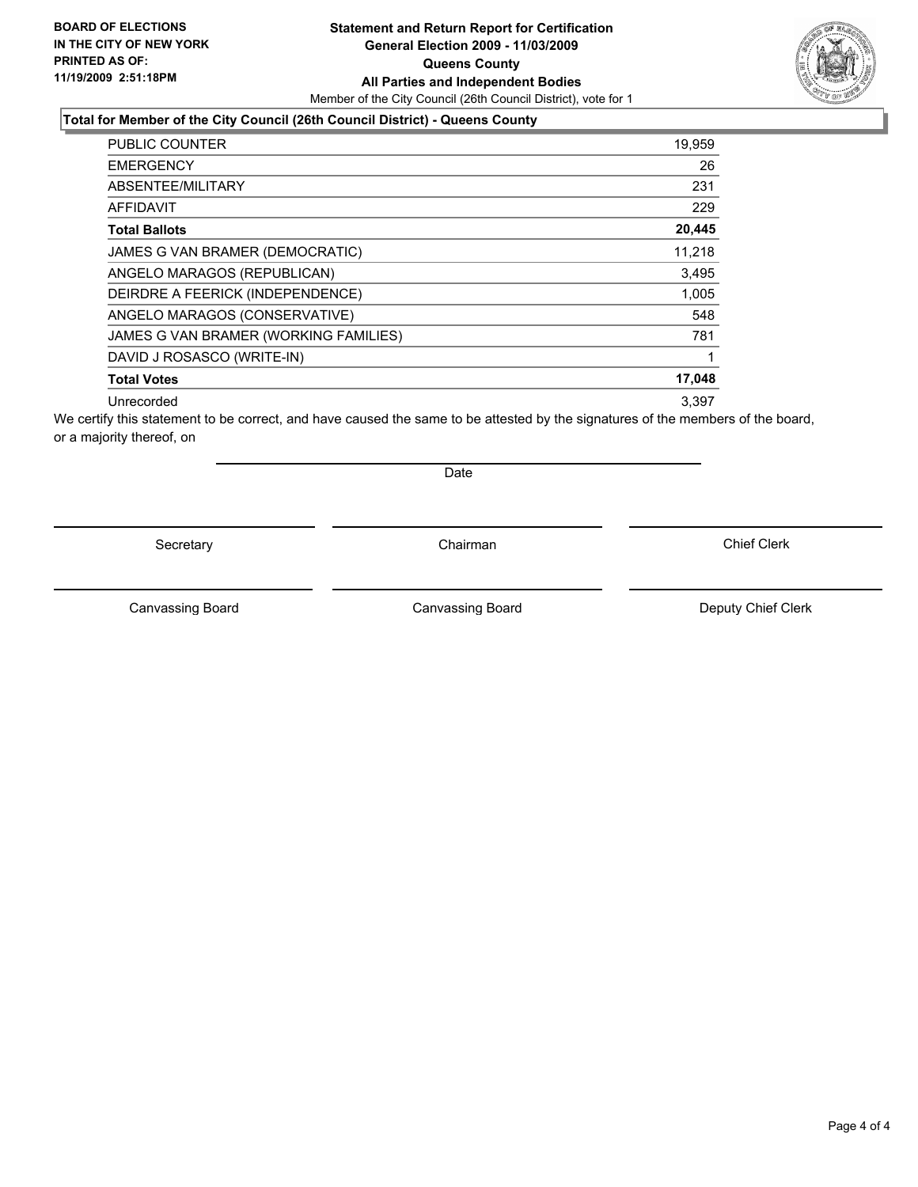**BOARD OF ELECTIONS IN THE CITY OF NEW YORK PRINTED AS OF: 11/19/2009 2:51:18PM**

**Statement and Return Report for Certification**
**General Election 2009 - 11/03/2009**
**Queens County**
**All Parties and Independent Bodies**
Member of the City Council (26th Council District), vote for 1

### Total for Member of the City Council (26th Council District) - Queens County

| | |
|---|---|
| PUBLIC COUNTER | 19,959 |
| EMERGENCY | 26 |
| ABSENTEE/MILITARY | 231 |
| AFFIDAVIT | 229 |
| **Total Ballots** | **20,445** |
| JAMES G VAN BRAMER (DEMOCRATIC) | 11,218 |
| ANGELO MARAGOS (REPUBLICAN) | 3,495 |
| DEIRDRE A FEERICK (INDEPENDENCE) | 1,005 |
| ANGELO MARAGOS (CONSERVATIVE) | 548 |
| JAMES G VAN BRAMER (WORKING FAMILIES) | 781 |
| DAVID J ROSASCO (WRITE-IN) | 1 |
| **Total Votes** | **17,048** |
| Unrecorded | 3,397 |

We certify this statement to be correct, and have caused the same to be attested by the signatures of the members of the board, or a majority thereof, on

Date

Secretary | Chairman | Chief Clerk

Canvassing Board | Canvassing Board | Deputy Chief Clerk